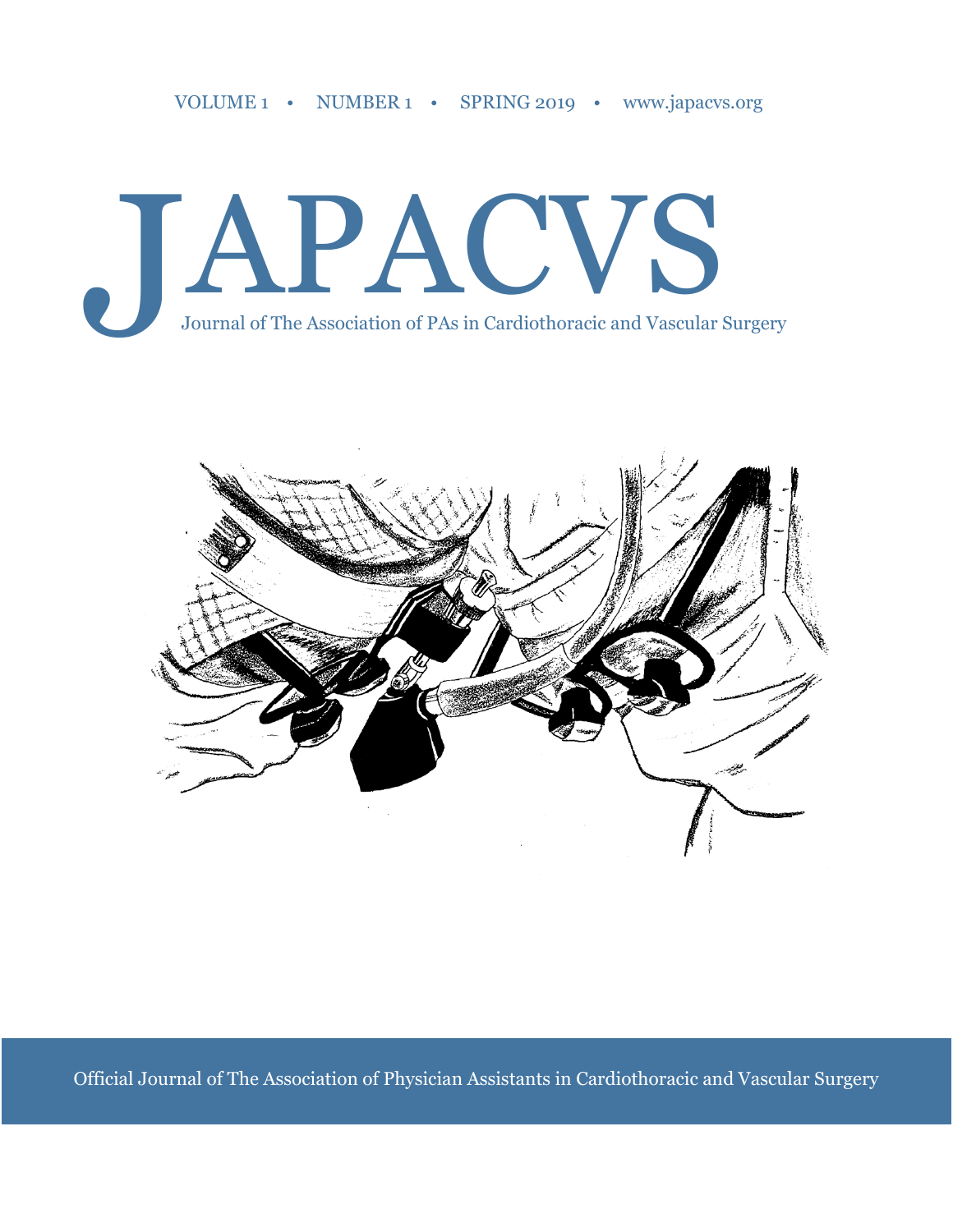VOLUME 1 • NUMBER 1 • SPRING 2019 • www.japacvs.org

# JAPACVS

Journal of The Association of PAs in Cardiothoracic and Vascular Surgery

Official Journal of The Association of Physician Assistants in Cardiothoracic and Vascular Surgery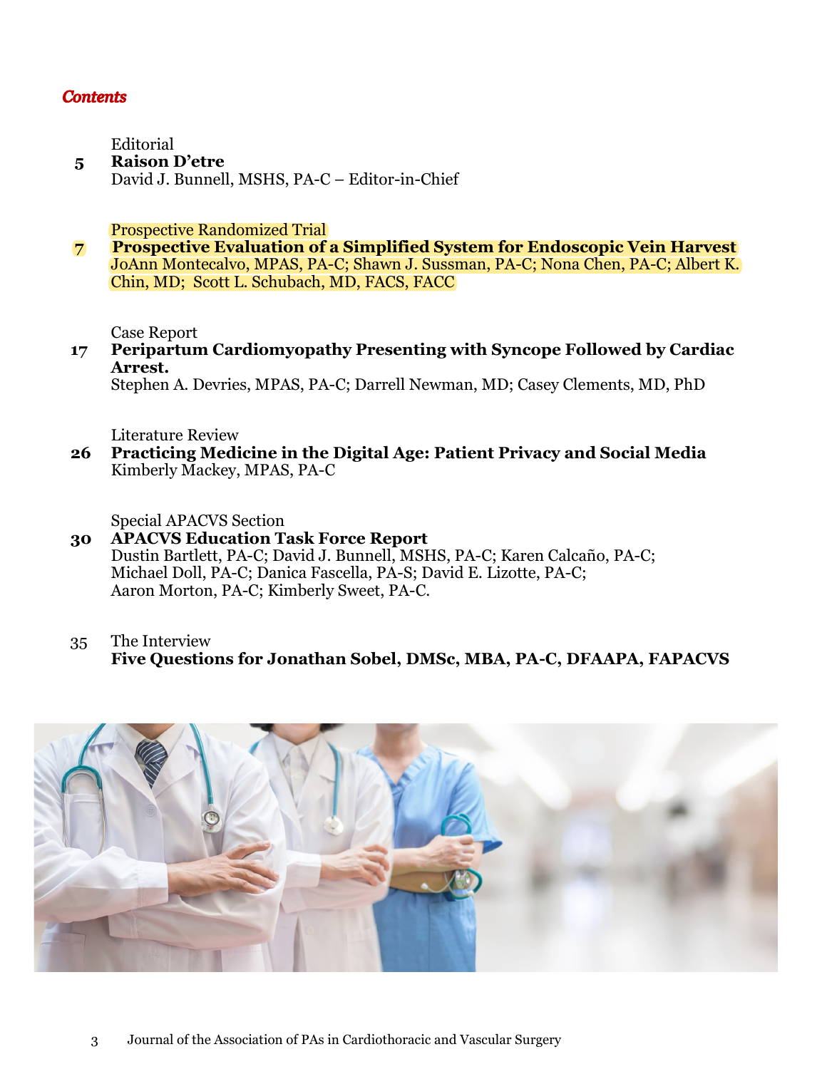*Contents*

Editorial

**5** **Raison D'etre**
David J. Bunnell, MSHS, PA-C – Editor-in-Chief

Prospective Randomized Trial

**7** **Prospective Evaluation of a Simplified System for Endoscopic Vein Harvest**
JoAnn Montecalvo, MPAS, PA-C; Shawn J. Sussman, PA-C; Nona Chen, PA-C; Albert K. Chin, MD; Scott L. Schubach, MD, FACS, FACC

Case Report

**17** **Peripartum Cardiomyopathy Presenting with Syncope Followed by Cardiac Arrest.**
Stephen A. Devries, MPAS, PA-C; Darrell Newman, MD; Casey Clements, MD, PhD

Literature Review

**26** **Practicing Medicine in the Digital Age: Patient Privacy and Social Media**
Kimberly Mackey, MPAS, PA-C

Special APACVS Section

**30** **APACVS Education Task Force Report**
Dustin Bartlett, PA-C; David J. Bunnell, MSHS, PA-C; Karen Calcaño, PA-C; Michael Doll, PA-C; Danica Fascella, PA-S; David E. Lizotte, PA-C; Aaron Morton, PA-C; Kimberly Sweet, PA-C.

35 The Interview
**Five Questions for Jonathan Sobel, DMSc, MBA, PA-C, DFAAPA, FAPACVS**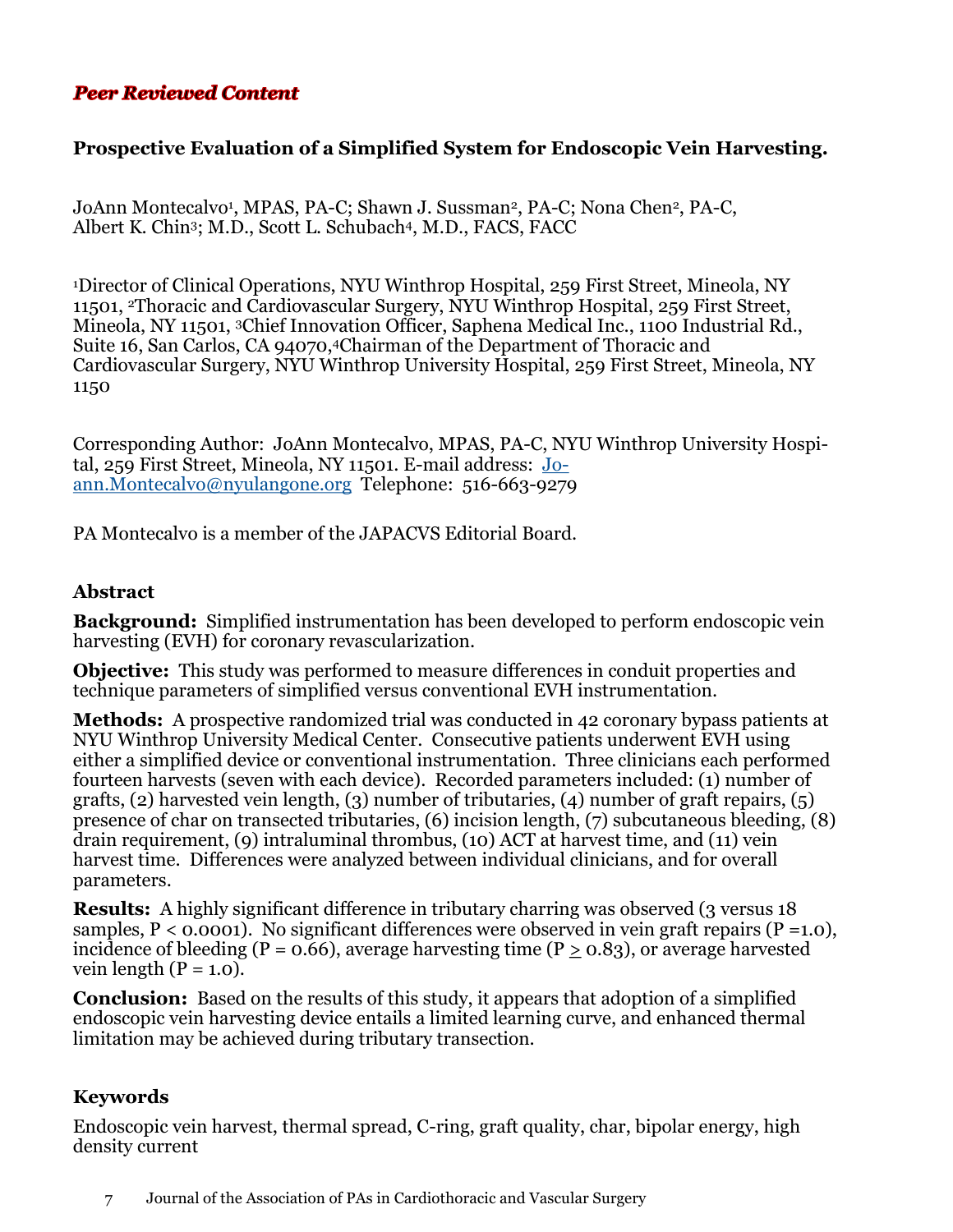***Peer Reviewed Content***

## Prospective Evaluation of a Simplified System for Endoscopic Vein Harvesting.

JoAnn Montecalvo[1], MPAS, PA-C; Shawn J. Sussman[2], PA-C; Nona Chen[2], PA-C, Albert K. Chin[3]; M.D., Scott L. Schubach[4], M.D., FACS, FACC

[1]Director of Clinical Operations, NYU Winthrop Hospital, 259 First Street, Mineola, NY 11501, [2]Thoracic and Cardiovascular Surgery, NYU Winthrop Hospital, 259 First Street, Mineola, NY 11501, [3]Chief Innovation Officer, Saphena Medical Inc., 1100 Industrial Rd., Suite 16, San Carlos, CA 94070,[4]Chairman of the Department of Thoracic and Cardiovascular Surgery, NYU Winthrop University Hospital, 259 First Street, Mineola, NY 1150

Corresponding Author: JoAnn Montecalvo, MPAS, PA-C, NYU Winthrop University Hospital, 259 First Street, Mineola, NY 11501. E-mail address: [Joann.Montecalvo@nyulangone.org](mailto:Joann.Montecalvo@nyulangone.org) Telephone: 516-663-9279

PA Montecalvo is a member of the JAPACVS Editorial Board.

### Abstract

**Background:** Simplified instrumentation has been developed to perform endoscopic vein harvesting (EVH) for coronary revascularization.

**Objective:** This study was performed to measure differences in conduit properties and technique parameters of simplified versus conventional EVH instrumentation.

**Methods:** A prospective randomized trial was conducted in 42 coronary bypass patients at NYU Winthrop University Medical Center. Consecutive patients underwent EVH using either a simplified device or conventional instrumentation. Three clinicians each performed fourteen harvests (seven with each device). Recorded parameters included: (1) number of grafts, (2) harvested vein length, (3) number of tributaries, (4) number of graft repairs, (5) presence of char on transected tributaries, (6) incision length, (7) subcutaneous bleeding, (8) drain requirement, (9) intraluminal thrombus, (10) ACT at harvest time, and (11) vein harvest time. Differences were analyzed between individual clinicians, and for overall parameters.

**Results:** A highly significant difference in tributary charring was observed (3 versus 18 samples, $P < 0.0001$). No significant differences were observed in vein graft repairs ($P = 1.0$), incidence of bleeding ($P = 0.66$), average harvesting time ($P \geq 0.83$), or average harvested vein length ($P = 1.0$).

**Conclusion:** Based on the results of this study, it appears that adoption of a simplified endoscopic vein harvesting device entails a limited learning curve, and enhanced thermal limitation may be achieved during tributary transection.

### Keywords

Endoscopic vein harvest, thermal spread, C-ring, graft quality, char, bipolar energy, high density current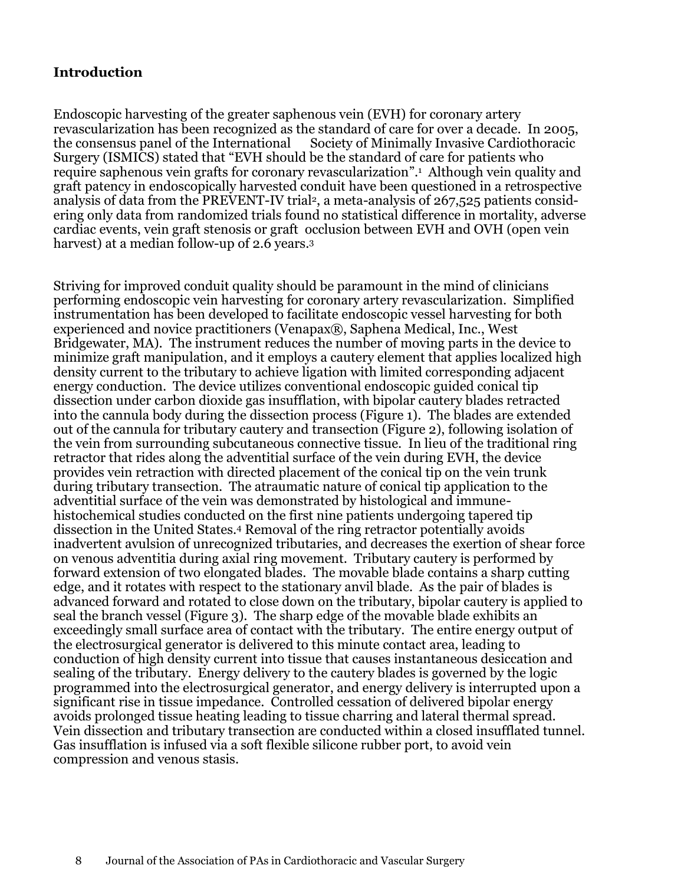## Introduction

Endoscopic harvesting of the greater saphenous vein (EVH) for coronary artery revascularization has been recognized as the standard of care for over a decade. In 2005, the consensus panel of the International Society of Minimally Invasive Cardiothoracic Surgery (ISMICS) stated that "EVH should be the standard of care for patients who require saphenous vein grafts for coronary revascularization".[1] Although vein quality and graft patency in endoscopically harvested conduit have been questioned in a retrospective analysis of data from the PREVENT-IV trial[2], a meta-analysis of 267,525 patients considering only data from randomized trials found no statistical difference in mortality, adverse cardiac events, vein graft stenosis or graft occlusion between EVH and OVH (open vein harvest) at a median follow-up of 2.6 years.[3]

Striving for improved conduit quality should be paramount in the mind of clinicians performing endoscopic vein harvesting for coronary artery revascularization. Simplified instrumentation has been developed to facilitate endoscopic vessel harvesting for both experienced and novice practitioners (Venapax®, Saphena Medical, Inc., West Bridgewater, MA). The instrument reduces the number of moving parts in the device to minimize graft manipulation, and it employs a cautery element that applies localized high density current to the tributary to achieve ligation with limited corresponding adjacent energy conduction. The device utilizes conventional endoscopic guided conical tip dissection under carbon dioxide gas insufflation, with bipolar cautery blades retracted into the cannula body during the dissection process (Figure 1). The blades are extended out of the cannula for tributary cautery and transection (Figure 2), following isolation of the vein from surrounding subcutaneous connective tissue. In lieu of the traditional ring retractor that rides along the adventitial surface of the vein during EVH, the device provides vein retraction with directed placement of the conical tip on the vein trunk during tributary transection. The atraumatic nature of conical tip application to the adventitial surface of the vein was demonstrated by histological and immune-histochemical studies conducted on the first nine patients undergoing tapered tip dissection in the United States.[4] Removal of the ring retractor potentially avoids inadvertent avulsion of unrecognized tributaries, and decreases the exertion of shear force on venous adventitia during axial ring movement. Tributary cautery is performed by forward extension of two elongated blades. The movable blade contains a sharp cutting edge, and it rotates with respect to the stationary anvil blade. As the pair of blades is advanced forward and rotated to close down on the tributary, bipolar cautery is applied to seal the branch vessel (Figure 3). The sharp edge of the movable blade exhibits an exceedingly small surface area of contact with the tributary. The entire energy output of the electrosurgical generator is delivered to this minute contact area, leading to conduction of high density current into tissue that causes instantaneous desiccation and sealing of the tributary. Energy delivery to the cautery blades is governed by the logic programmed into the electrosurgical generator, and energy delivery is interrupted upon a significant rise in tissue impedance. Controlled cessation of delivered bipolar energy avoids prolonged tissue heating leading to tissue charring and lateral thermal spread. Vein dissection and tributary transection are conducted within a closed insufflated tunnel. Gas insufflation is infused via a soft flexible silicone rubber port, to avoid vein compression and venous stasis.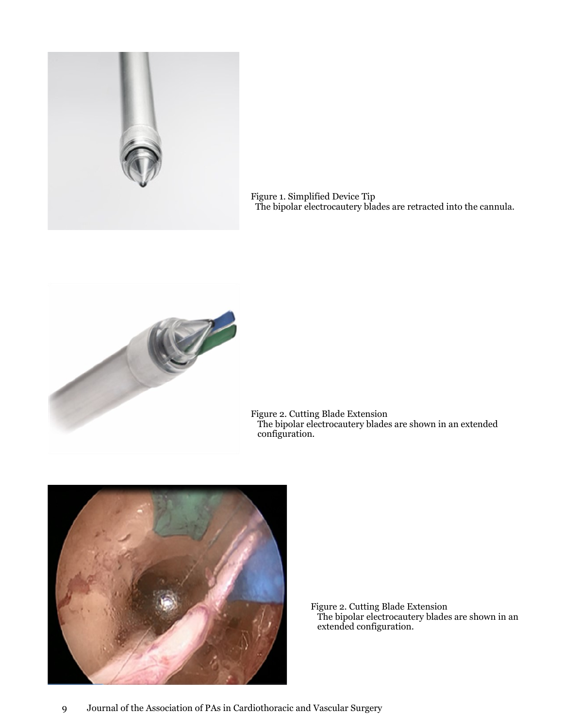Figure 1. Simplified Device Tip
The bipolar electrocautery blades are retracted into the cannula.

Figure 2. Cutting Blade Extension
The bipolar electrocautery blades are shown in an extended configuration.

Figure 2. Cutting Blade Extension
The bipolar electrocautery blades are shown in an extended configuration.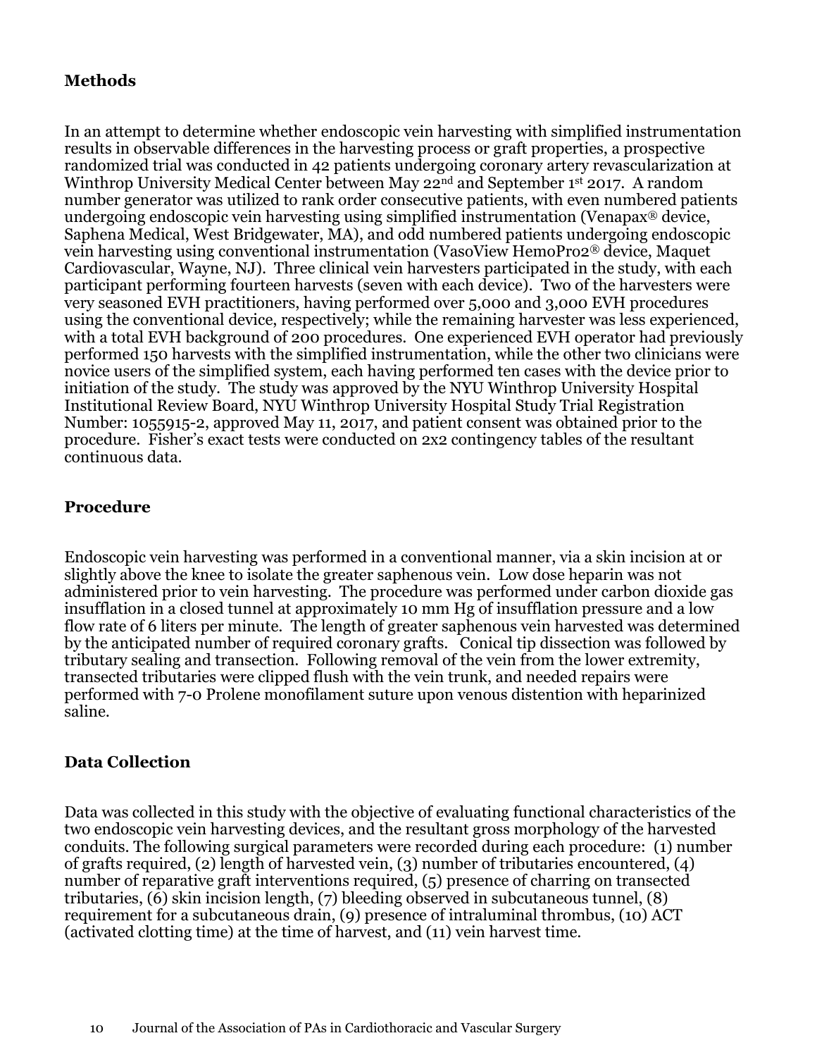## Methods

In an attempt to determine whether endoscopic vein harvesting with simplified instrumentation results in observable differences in the harvesting process or graft properties, a prospective randomized trial was conducted in 42 patients undergoing coronary artery revascularization at Winthrop University Medical Center between May 22nd and September 1st 2017. A random number generator was utilized to rank order consecutive patients, with even numbered patients undergoing endoscopic vein harvesting using simplified instrumentation (Venapax® device, Saphena Medical, West Bridgewater, MA), and odd numbered patients undergoing endoscopic vein harvesting using conventional instrumentation (VasoView HemoPro2® device, Maquet Cardiovascular, Wayne, NJ). Three clinical vein harvesters participated in the study, with each participant performing fourteen harvests (seven with each device). Two of the harvesters were very seasoned EVH practitioners, having performed over 5,000 and 3,000 EVH procedures using the conventional device, respectively; while the remaining harvester was less experienced, with a total EVH background of 200 procedures. One experienced EVH operator had previously performed 150 harvests with the simplified instrumentation, while the other two clinicians were novice users of the simplified system, each having performed ten cases with the device prior to initiation of the study. The study was approved by the NYU Winthrop University Hospital Institutional Review Board, NYU Winthrop University Hospital Study Trial Registration Number: 1055915-2, approved May 11, 2017, and patient consent was obtained prior to the procedure. Fisher's exact tests were conducted on 2x2 contingency tables of the resultant continuous data.

## Procedure

Endoscopic vein harvesting was performed in a conventional manner, via a skin incision at or slightly above the knee to isolate the greater saphenous vein. Low dose heparin was not administered prior to vein harvesting. The procedure was performed under carbon dioxide gas insufflation in a closed tunnel at approximately 10 mm Hg of insufflation pressure and a low flow rate of 6 liters per minute. The length of greater saphenous vein harvested was determined by the anticipated number of required coronary grafts. Conical tip dissection was followed by tributary sealing and transection. Following removal of the vein from the lower extremity, transected tributaries were clipped flush with the vein trunk, and needed repairs were performed with 7-0 Prolene monofilament suture upon venous distention with heparinized saline.

## Data Collection

Data was collected in this study with the objective of evaluating functional characteristics of the two endoscopic vein harvesting devices, and the resultant gross morphology of the harvested conduits. The following surgical parameters were recorded during each procedure: (1) number of grafts required, (2) length of harvested vein, (3) number of tributaries encountered, (4) number of reparative graft interventions required, (5) presence of charring on transected tributaries, (6) skin incision length, (7) bleeding observed in subcutaneous tunnel, (8) requirement for a subcutaneous drain, (9) presence of intraluminal thrombus, (10) ACT (activated clotting time) at the time of harvest, and (11) vein harvest time.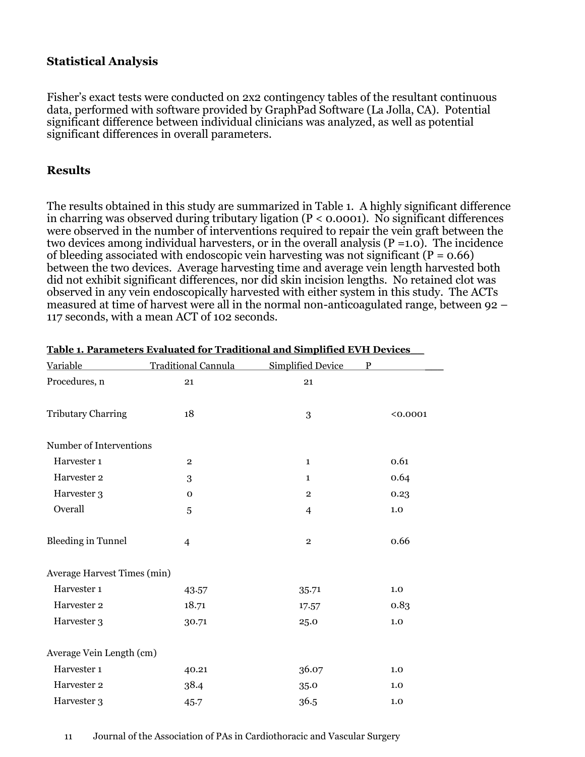## Statistical Analysis

Fisher's exact tests were conducted on 2x2 contingency tables of the resultant continuous data, performed with software provided by GraphPad Software (La Jolla, CA). Potential significant difference between individual clinicians was analyzed, as well as potential significant differences in overall parameters.

## Results

The results obtained in this study are summarized in Table 1. A highly significant difference in charring was observed during tributary ligation ($P < 0.0001$). No significant differences were observed in the number of interventions required to repair the vein graft between the two devices among individual harvesters, or in the overall analysis ($P = 1.0$). The incidence of bleeding associated with endoscopic vein harvesting was not significant ($P = 0.66$) between the two devices. Average harvesting time and average vein length harvested both did not exhibit significant differences, nor did skin incision lengths. No retained clot was observed in any vein endoscopically harvested with either system in this study. The ACTs measured at time of harvest were all in the normal non-anticoagulated range, between 92 – 117 seconds, with a mean ACT of 102 seconds.

**Table 1. Parameters Evaluated for Traditional and Simplified EVH Devices**

| Variable | Traditional Cannula | Simplified Device | P |
|---|---|---|---|
| Procedures, n | 21 | 21 | |
| Tributary Charring | 18 | 3 | <0.0001 |
| Number of Interventions | | | |
| Harvester 1 | 2 | 1 | 0.61 |
| Harvester 2 | 3 | 1 | 0.64 |
| Harvester 3 | 0 | 2 | 0.23 |
| Overall | 5 | 4 | 1.0 |
| Bleeding in Tunnel | 4 | 2 | 0.66 |
| Average Harvest Times (min) | | | |
| Harvester 1 | 43.57 | 35.71 | 1.0 |
| Harvester 2 | 18.71 | 17.57 | 0.83 |
| Harvester 3 | 30.71 | 25.0 | 1.0 |
| Average Vein Length (cm) | | | |
| Harvester 1 | 40.21 | 36.07 | 1.0 |
| Harvester 2 | 38.4 | 35.0 | 1.0 |
| Harvester 3 | 45.7 | 36.5 | 1.0 |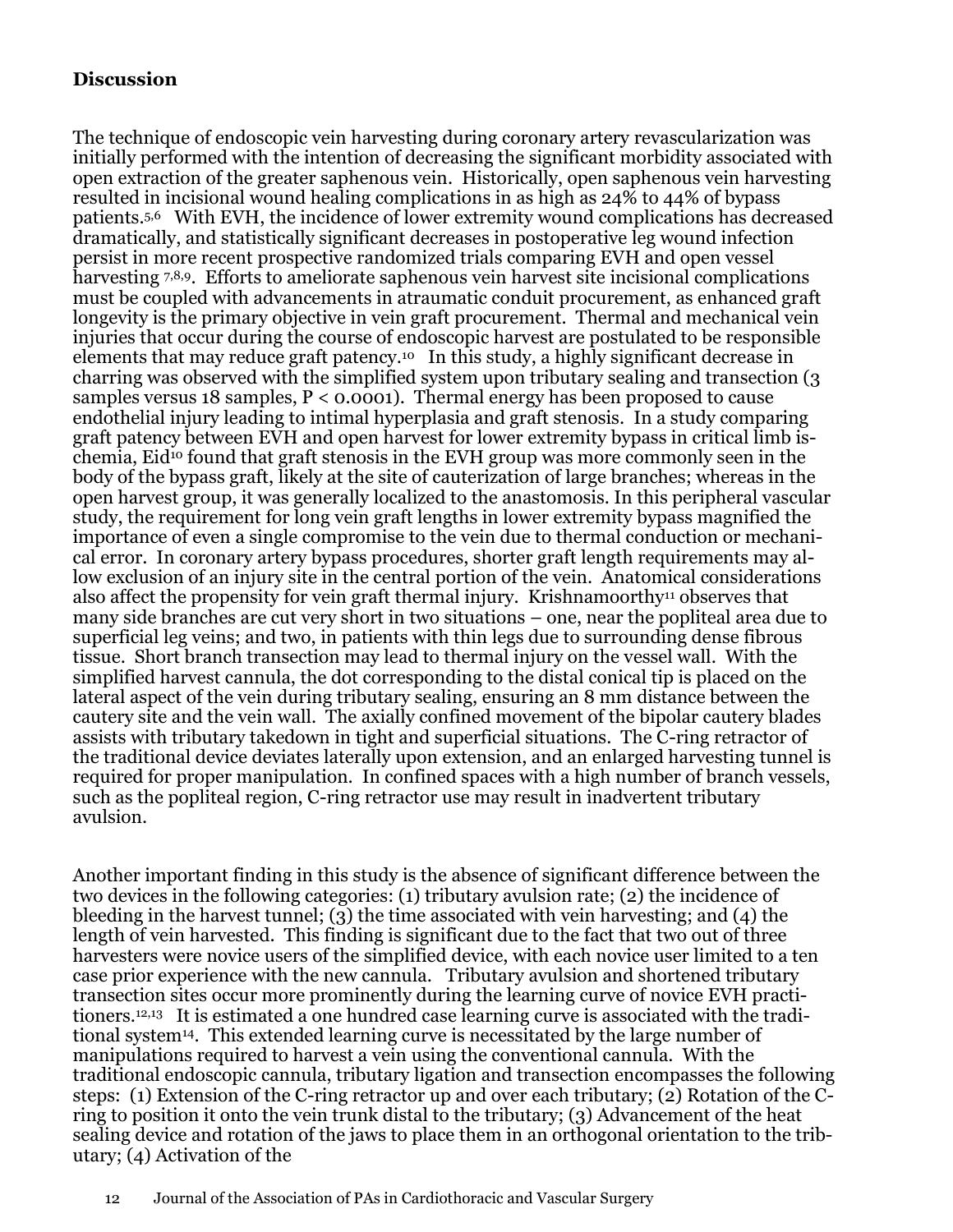## Discussion

The technique of endoscopic vein harvesting during coronary artery revascularization was initially performed with the intention of decreasing the significant morbidity associated with open extraction of the greater saphenous vein. Historically, open saphenous vein harvesting resulted in incisional wound healing complications in as high as 24% to 44% of bypass patients.[5,6] With EVH, the incidence of lower extremity wound complications has decreased dramatically, and statistically significant decreases in postoperative leg wound infection persist in more recent prospective randomized trials comparing EVH and open vessel harvesting [7,8,9]. Efforts to ameliorate saphenous vein harvest site incisional complications must be coupled with advancements in atraumatic conduit procurement, as enhanced graft longevity is the primary objective in vein graft procurement. Thermal and mechanical vein injuries that occur during the course of endoscopic harvest are postulated to be responsible elements that may reduce graft patency.[10] In this study, a highly significant decrease in charring was observed with the simplified system upon tributary sealing and transection (3 samples versus 18 samples, $P < 0.0001$). Thermal energy has been proposed to cause endothelial injury leading to intimal hyperplasia and graft stenosis. In a study comparing graft patency between EVH and open harvest for lower extremity bypass in critical limb ischemia, Eid[10] found that graft stenosis in the EVH group was more commonly seen in the body of the bypass graft, likely at the site of cauterization of large branches; whereas in the open harvest group, it was generally localized to the anastomosis. In this peripheral vascular study, the requirement for long vein graft lengths in lower extremity bypass magnified the importance of even a single compromise to the vein due to thermal conduction or mechanical error. In coronary artery bypass procedures, shorter graft length requirements may allow exclusion of an injury site in the central portion of the vein. Anatomical considerations also affect the propensity for vein graft thermal injury. Krishnamoorthy[11] observes that many side branches are cut very short in two situations – one, near the popliteal area due to superficial leg veins; and two, in patients with thin legs due to surrounding dense fibrous tissue. Short branch transection may lead to thermal injury on the vessel wall. With the simplified harvest cannula, the dot corresponding to the distal conical tip is placed on the lateral aspect of the vein during tributary sealing, ensuring an 8 mm distance between the cautery site and the vein wall. The axially confined movement of the bipolar cautery blades assists with tributary takedown in tight and superficial situations. The C-ring retractor of the traditional device deviates laterally upon extension, and an enlarged harvesting tunnel is required for proper manipulation. In confined spaces with a high number of branch vessels, such as the popliteal region, C-ring retractor use may result in inadvertent tributary avulsion.

Another important finding in this study is the absence of significant difference between the two devices in the following categories: (1) tributary avulsion rate; (2) the incidence of bleeding in the harvest tunnel; (3) the time associated with vein harvesting; and (4) the length of vein harvested. This finding is significant due to the fact that two out of three harvesters were novice users of the simplified device, with each novice user limited to a ten case prior experience with the new cannula. Tributary avulsion and shortened tributary transection sites occur more prominently during the learning curve of novice EVH practitioners.[12,13] It is estimated a one hundred case learning curve is associated with the traditional system[14]. This extended learning curve is necessitated by the large number of manipulations required to harvest a vein using the conventional cannula. With the traditional endoscopic cannula, tributary ligation and transection encompasses the following steps: (1) Extension of the C-ring retractor up and over each tributary; (2) Rotation of the C-ring to position it onto the vein trunk distal to the tributary; (3) Advancement of the heat sealing device and rotation of the jaws to place them in an orthogonal orientation to the tributary; (4) Activation of the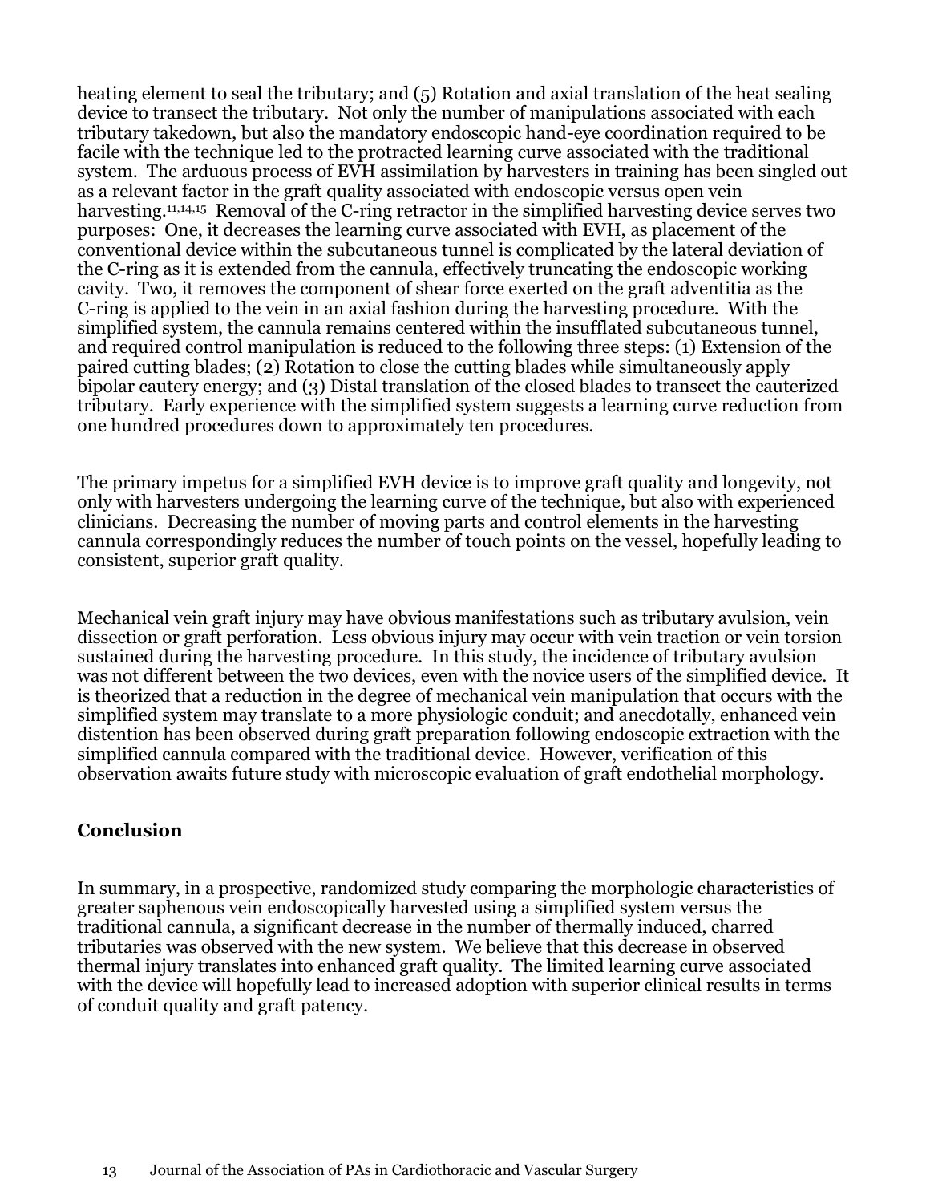heating element to seal the tributary; and (5) Rotation and axial translation of the heat sealing device to transect the tributary. Not only the number of manipulations associated with each tributary takedown, but also the mandatory endoscopic hand-eye coordination required to be facile with the technique led to the protracted learning curve associated with the traditional system. The arduous process of EVH assimilation by harvesters in training has been singled out as a relevant factor in the graft quality associated with endoscopic versus open vein harvesting.[11,14,15] Removal of the C-ring retractor in the simplified harvesting device serves two purposes: One, it decreases the learning curve associated with EVH, as placement of the conventional device within the subcutaneous tunnel is complicated by the lateral deviation of the C-ring as it is extended from the cannula, effectively truncating the endoscopic working cavity. Two, it removes the component of shear force exerted on the graft adventitia as the C-ring is applied to the vein in an axial fashion during the harvesting procedure. With the simplified system, the cannula remains centered within the insufflated subcutaneous tunnel, and required control manipulation is reduced to the following three steps: (1) Extension of the paired cutting blades; (2) Rotation to close the cutting blades while simultaneously apply bipolar cautery energy; and (3) Distal translation of the closed blades to transect the cauterized tributary. Early experience with the simplified system suggests a learning curve reduction from one hundred procedures down to approximately ten procedures.

The primary impetus for a simplified EVH device is to improve graft quality and longevity, not only with harvesters undergoing the learning curve of the technique, but also with experienced clinicians. Decreasing the number of moving parts and control elements in the harvesting cannula correspondingly reduces the number of touch points on the vessel, hopefully leading to consistent, superior graft quality.

Mechanical vein graft injury may have obvious manifestations such as tributary avulsion, vein dissection or graft perforation. Less obvious injury may occur with vein traction or vein torsion sustained during the harvesting procedure. In this study, the incidence of tributary avulsion was not different between the two devices, even with the novice users of the simplified device. It is theorized that a reduction in the degree of mechanical vein manipulation that occurs with the simplified system may translate to a more physiologic conduit; and anecdotally, enhanced vein distention has been observed during graft preparation following endoscopic extraction with the simplified cannula compared with the traditional device. However, verification of this observation awaits future study with microscopic evaluation of graft endothelial morphology.

## Conclusion

In summary, in a prospective, randomized study comparing the morphologic characteristics of greater saphenous vein endoscopically harvested using a simplified system versus the traditional cannula, a significant decrease in the number of thermally induced, charred tributaries was observed with the new system. We believe that this decrease in observed thermal injury translates into enhanced graft quality. The limited learning curve associated with the device will hopefully lead to increased adoption with superior clinical results in terms of conduit quality and graft patency.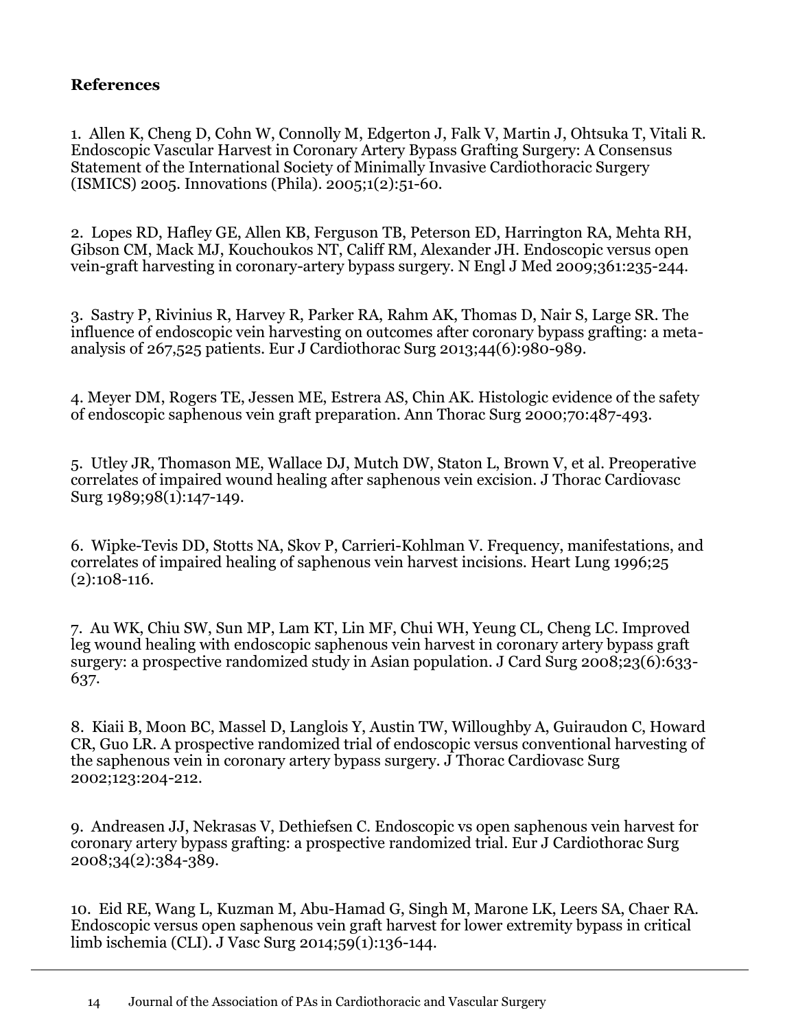## References

1. Allen K, Cheng D, Cohn W, Connolly M, Edgerton J, Falk V, Martin J, Ohtsuka T, Vitali R. Endoscopic Vascular Harvest in Coronary Artery Bypass Grafting Surgery: A Consensus Statement of the International Society of Minimally Invasive Cardiothoracic Surgery (ISMICS) 2005. Innovations (Phila). 2005;1(2):51-60.

2. Lopes RD, Hafley GE, Allen KB, Ferguson TB, Peterson ED, Harrington RA, Mehta RH, Gibson CM, Mack MJ, Kouchoukos NT, Califf RM, Alexander JH. Endoscopic versus open vein-graft harvesting in coronary-artery bypass surgery. N Engl J Med 2009;361:235-244.

3. Sastry P, Rivinius R, Harvey R, Parker RA, Rahm AK, Thomas D, Nair S, Large SR. The influence of endoscopic vein harvesting on outcomes after coronary bypass grafting: a meta-analysis of 267,525 patients. Eur J Cardiothorac Surg 2013;44(6):980-989.

4. Meyer DM, Rogers TE, Jessen ME, Estrera AS, Chin AK. Histologic evidence of the safety of endoscopic saphenous vein graft preparation. Ann Thorac Surg 2000;70:487-493.

5. Utley JR, Thomason ME, Wallace DJ, Mutch DW, Staton L, Brown V, et al. Preoperative correlates of impaired wound healing after saphenous vein excision. J Thorac Cardiovasc Surg 1989;98(1):147-149.

6. Wipke-Tevis DD, Stotts NA, Skov P, Carrieri-Kohlman V. Frequency, manifestations, and correlates of impaired healing of saphenous vein harvest incisions. Heart Lung 1996;25 (2):108-116.

7. Au WK, Chiu SW, Sun MP, Lam KT, Lin MF, Chui WH, Yeung CL, Cheng LC. Improved leg wound healing with endoscopic saphenous vein harvest in coronary artery bypass graft surgery: a prospective randomized study in Asian population. J Card Surg 2008;23(6):633-637.

8. Kiaii B, Moon BC, Massel D, Langlois Y, Austin TW, Willoughby A, Guiraudon C, Howard CR, Guo LR. A prospective randomized trial of endoscopic versus conventional harvesting of the saphenous vein in coronary artery bypass surgery. J Thorac Cardiovasc Surg 2002;123:204-212.

9. Andreasen JJ, Nekrasas V, Dethiefsen C. Endoscopic vs open saphenous vein harvest for coronary artery bypass grafting: a prospective randomized trial. Eur J Cardiothorac Surg 2008;34(2):384-389.

10. Eid RE, Wang L, Kuzman M, Abu-Hamad G, Singh M, Marone LK, Leers SA, Chaer RA. Endoscopic versus open saphenous vein graft harvest for lower extremity bypass in critical limb ischemia (CLI). J Vasc Surg 2014;59(1):136-144.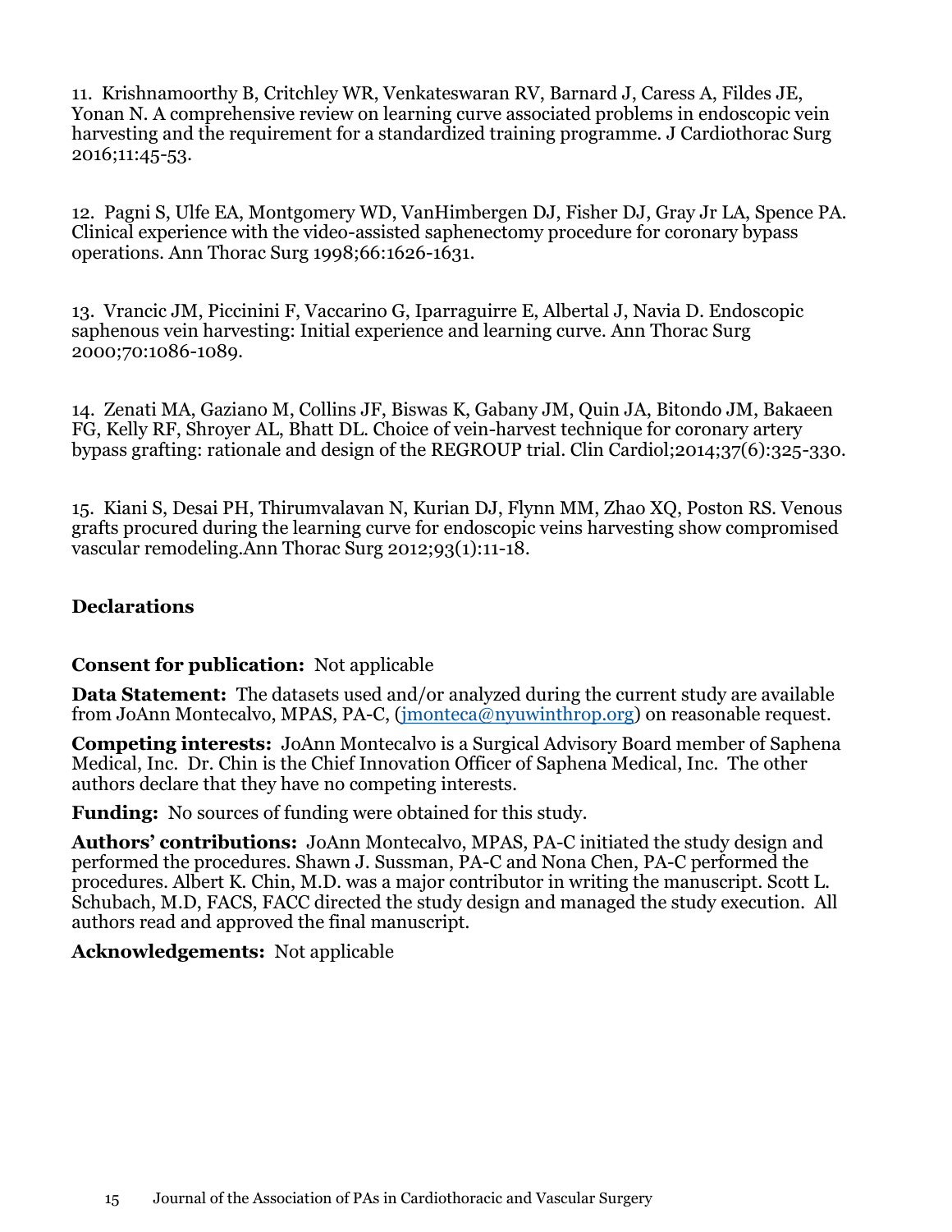11. Krishnamoorthy B, Critchley WR, Venkateswaran RV, Barnard J, Caress A, Fildes JE, Yonan N. A comprehensive review on learning curve associated problems in endoscopic vein harvesting and the requirement for a standardized training programme. J Cardiothorac Surg 2016;11:45-53.

12. Pagni S, Ulfe EA, Montgomery WD, VanHimbergen DJ, Fisher DJ, Gray Jr LA, Spence PA. Clinical experience with the video-assisted saphenectomy procedure for coronary bypass operations. Ann Thorac Surg 1998;66:1626-1631.

13. Vrancic JM, Piccinini F, Vaccarino G, Iparraguirre E, Albertal J, Navia D. Endoscopic saphenous vein harvesting: Initial experience and learning curve. Ann Thorac Surg 2000;70:1086-1089.

14. Zenati MA, Gaziano M, Collins JF, Biswas K, Gabany JM, Quin JA, Bitondo JM, Bakaeen FG, Kelly RF, Shroyer AL, Bhatt DL. Choice of vein-harvest technique for coronary artery bypass grafting: rationale and design of the REGROUP trial. Clin Cardiol;2014;37(6):325-330.

15. Kiani S, Desai PH, Thirumvalavan N, Kurian DJ, Flynn MM, Zhao XQ, Poston RS. Venous grafts procured during the learning curve for endoscopic veins harvesting show compromised vascular remodeling.Ann Thorac Surg 2012;93(1):11-18.

## Declarations

**Consent for publication:** Not applicable

**Data Statement:** The datasets used and/or analyzed during the current study are available from JoAnn Montecalvo, MPAS, PA-C, (jmonteca@nyuwinthrop.org) on reasonable request.

**Competing interests:** JoAnn Montecalvo is a Surgical Advisory Board member of Saphena Medical, Inc. Dr. Chin is the Chief Innovation Officer of Saphena Medical, Inc. The other authors declare that they have no competing interests.

**Funding:** No sources of funding were obtained for this study.

**Authors' contributions:** JoAnn Montecalvo, MPAS, PA-C initiated the study design and performed the procedures. Shawn J. Sussman, PA-C and Nona Chen, PA-C performed the procedures. Albert K. Chin, M.D. was a major contributor in writing the manuscript. Scott L. Schubach, M.D, FACS, FACC directed the study design and managed the study execution. All authors read and approved the final manuscript.

**Acknowledgements:** Not applicable